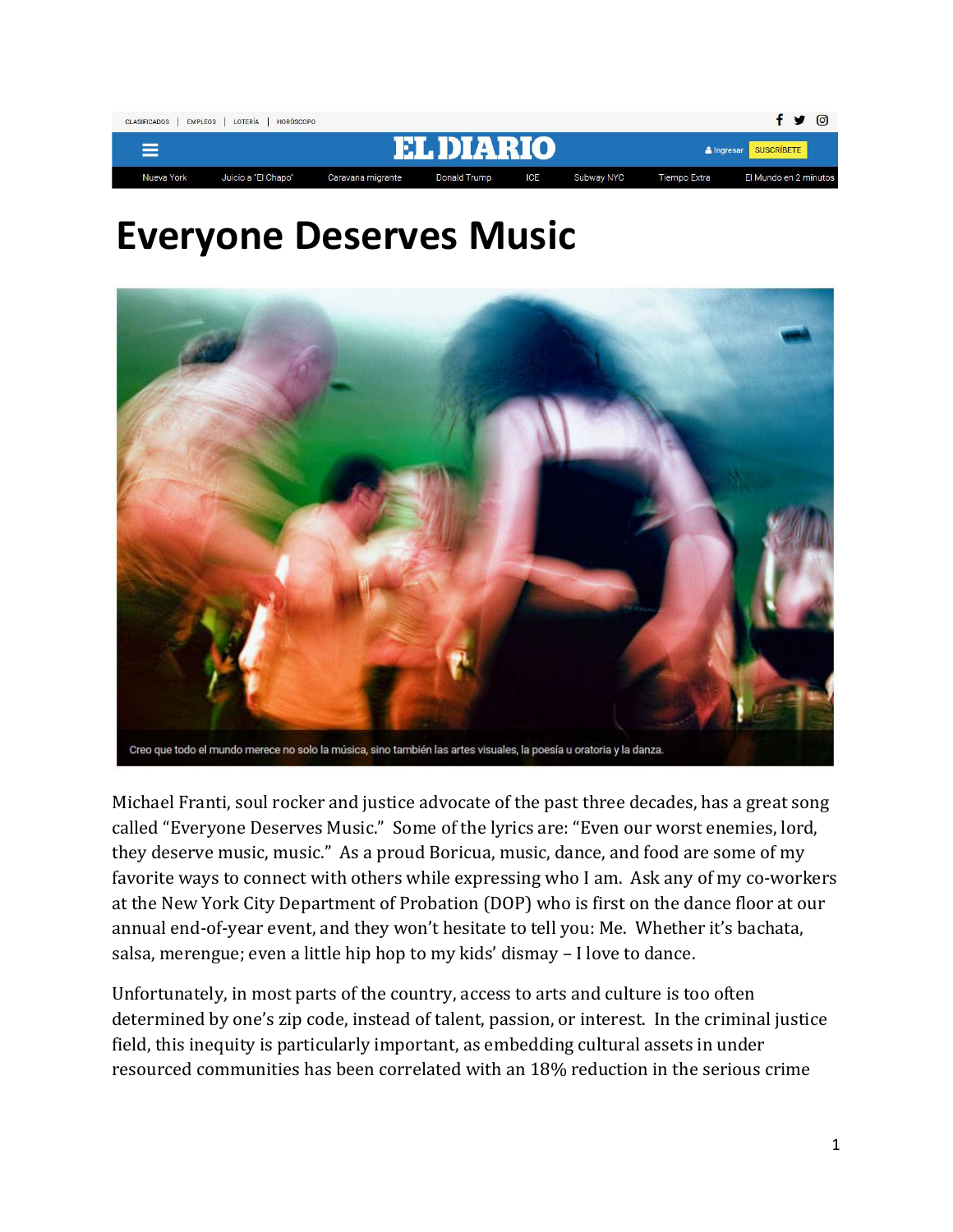# Everyone Deserves Music

Creo que todo el mundo merece no solo la música, sino también las artes visuales, la poesía u oratoria y la danza.

Michael Franti, soul rocker and justice advocate of the past three decades, has a great song called "Everyone Deserves Music." Some of the lyrics are: "Even our worst enemies, lord, they deserve music, music." As a proud Boricua, music, dance, and food are some of my favorite ways to connect with others while expressing who I am. Ask any of my co-workers at the New York City Department of Probation (DOP) who is first on the dance floor at our annual end-of-year event, and they won't hesitate to tell you: Me. Whether it's bachata, salsa, merengue; even a little hip hop to my kids' dismay – I love to dance.

Unfortunately, in most parts of the country, access to arts and culture is too often determined by one's zip code, instead of talent, passion, or interest. In the criminal justice field, this inequity is particularly important, as embedding cultural assets in under resourced communities has been correlated with an 18% reduction in the serious crime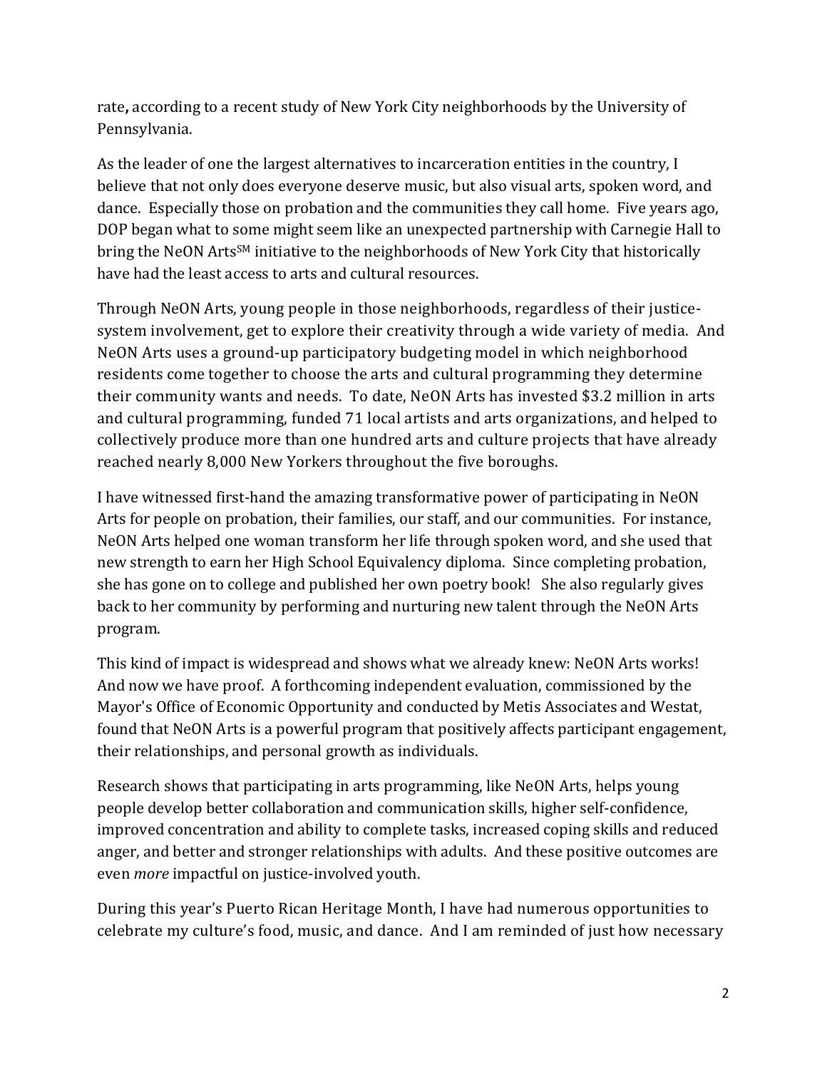rate**,** according to a recent study of New York City neighborhoods by the University of Pennsylvania.

As the leader of one the largest alternatives to incarceration entities in the country, I believe that not only does everyone deserve music, but also visual arts, spoken word, and dance. Especially those on probation and the communities they call home. Five years ago, DOP began what to some might seem like an unexpected partnership with Carnegie Hall to bring the NeON Arts[SM] initiative to the neighborhoods of New York City that historically have had the least access to arts and cultural resources.

Through NeON Arts, young people in those neighborhoods, regardless of their justice-system involvement, get to explore their creativity through a wide variety of media. And NeON Arts uses a ground-up participatory budgeting model in which neighborhood residents come together to choose the arts and cultural programming they determine their community wants and needs. To date, NeON Arts has invested $3.2 million in arts and cultural programming, funded 71 local artists and arts organizations, and helped to collectively produce more than one hundred arts and culture projects that have already reached nearly 8,000 New Yorkers throughout the five boroughs.

I have witnessed first-hand the amazing transformative power of participating in NeON Arts for people on probation, their families, our staff, and our communities. For instance, NeON Arts helped one woman transform her life through spoken word, and she used that new strength to earn her High School Equivalency diploma. Since completing probation, she has gone on to college and published her own poetry book! She also regularly gives back to her community by performing and nurturing new talent through the NeON Arts program.

This kind of impact is widespread and shows what we already knew: NeON Arts works! And now we have proof. A forthcoming independent evaluation, commissioned by the Mayor's Office of Economic Opportunity and conducted by Metis Associates and Westat, found that NeON Arts is a powerful program that positively affects participant engagement, their relationships, and personal growth as individuals.

Research shows that participating in arts programming, like NeON Arts, helps young people develop better collaboration and communication skills, higher self-confidence, improved concentration and ability to complete tasks, increased coping skills and reduced anger, and better and stronger relationships with adults. And these positive outcomes are even *more* impactful on justice-involved youth.

During this year's Puerto Rican Heritage Month, I have had numerous opportunities to celebrate my culture's food, music, and dance. And I am reminded of just how necessary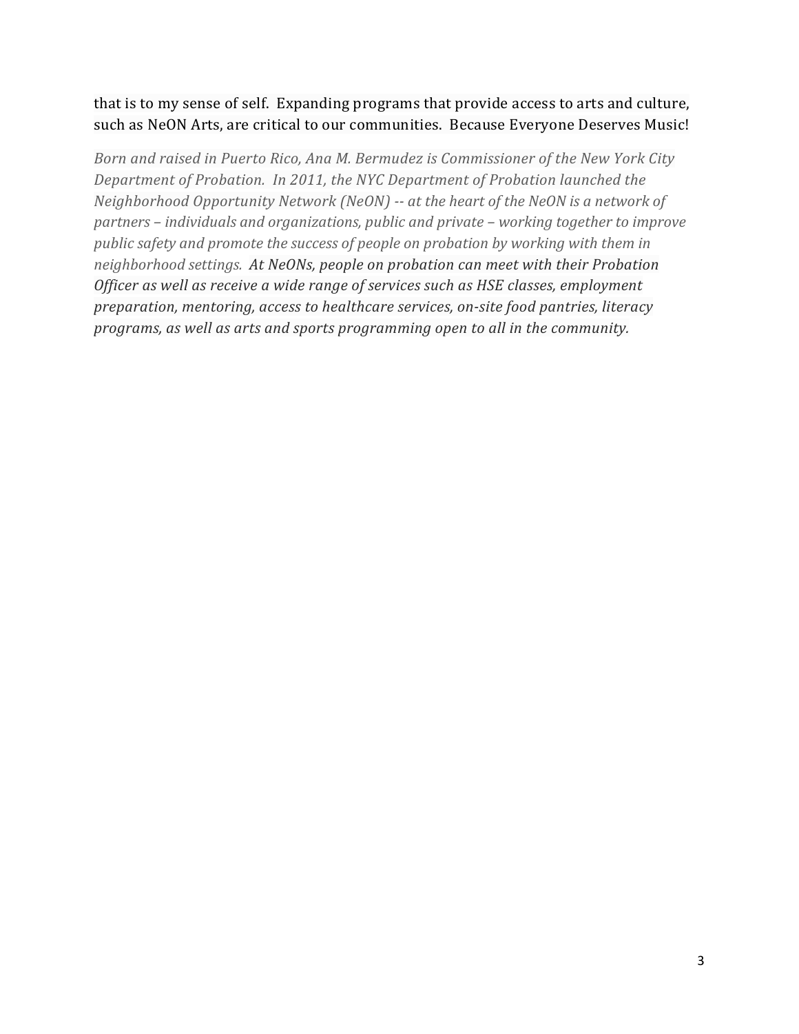that is to my sense of self. Expanding programs that provide access to arts and culture, such as NeON Arts, are critical to our communities. Because Everyone Deserves Music!

*Born and raised in Puerto Rico, Ana M. Bermudez is Commissioner of the New York City Department of Probation. In 2011, the NYC Department of Probation launched the Neighborhood Opportunity Network (NeON) -- at the heart of the NeON is a network of partners – individuals and organizations, public and private – working together to improve public safety and promote the success of people on probation by working with them in neighborhood settings. At NeONs, people on probation can meet with their Probation Officer as well as receive a wide range of services such as HSE classes, employment preparation, mentoring, access to healthcare services, on-site food pantries, literacy programs, as well as arts and sports programming open to all in the community.*